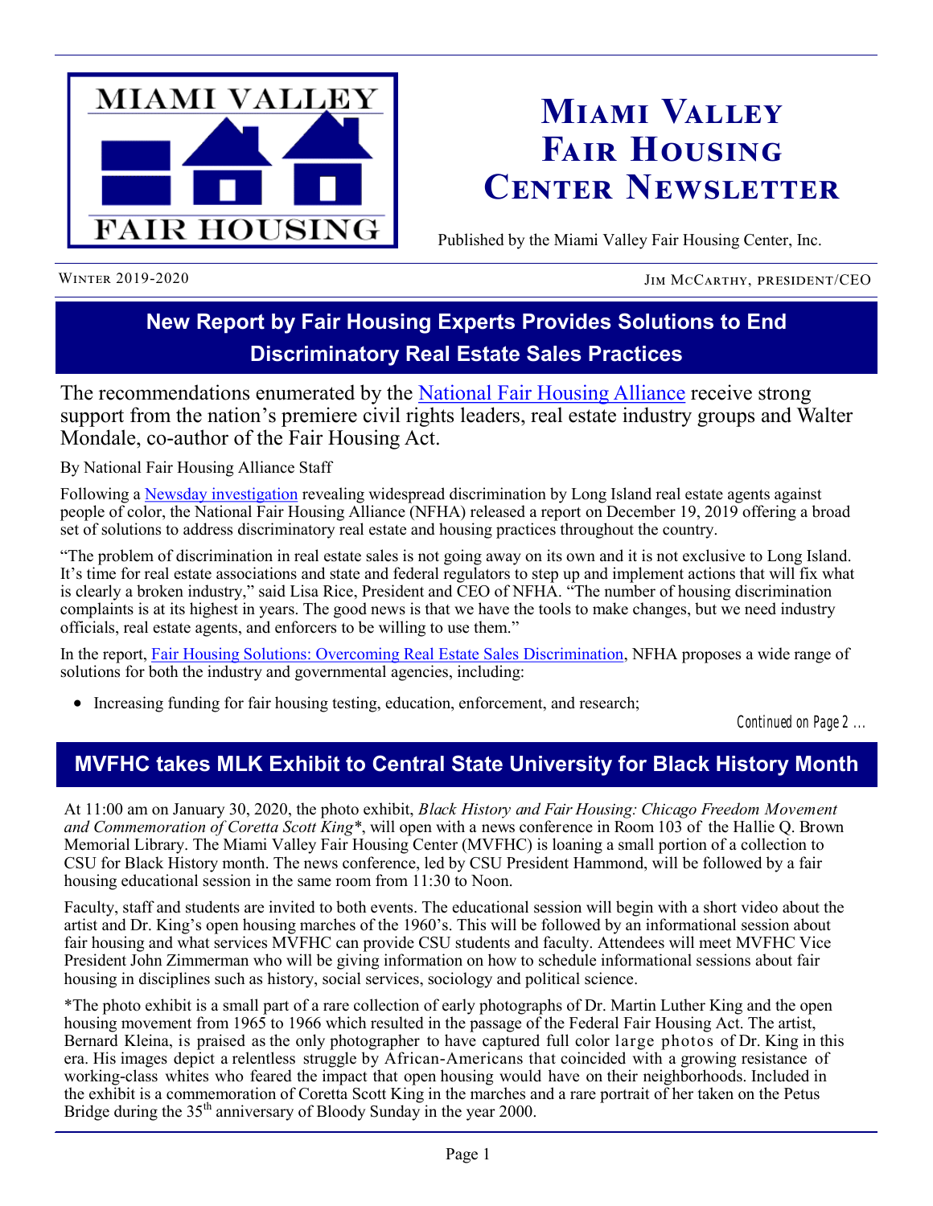# Miami Valley Fair Housing Center Newsletter

Published by the Miami Valley Fair Housing Center, Inc.

WINTER 2019-2020 JIM MCCARTHY, PRESIDENT/CEO

## New Report by Fair Housing Experts Provides Solutions to End Discriminatory Real Estate Sales Practices

The recommendations enumerated by the National Fair Housing Alliance receive strong support from the nation's premiere civil rights leaders, real estate industry groups and Walter Mondale, co-author of the Fair Housing Act.

By National Fair Housing Alliance Staff

Following a Newsday investigation revealing widespread discrimination by Long Island real estate agents against people of color, the National Fair Housing Alliance (NFHA) released a report on December 19, 2019 offering a broad set of solutions to address discriminatory real estate and housing practices throughout the country.

"The problem of discrimination in real estate sales is not going away on its own and it is not exclusive to Long Island. It's time for real estate associations and state and federal regulators to step up and implement actions that will fix what is clearly a broken industry," said Lisa Rice, President and CEO of NFHA. "The number of housing discrimination complaints is at its highest in years. The good news is that we have the tools to make changes, but we need industry officials, real estate agents, and enforcers to be willing to use them."

In the report, Fair Housing Solutions: Overcoming Real Estate Sales Discrimination, NFHA proposes a wide range of solutions for both the industry and governmental agencies, including:

- Increasing funding for fair housing testing, education, enforcement, and research;

*Continued on Page 2 ...*

## MVFHC takes MLK Exhibit to Central State University for Black History Month

At 11:00 am on January 30, 2020, the photo exhibit, *Black History and Fair Housing: Chicago Freedom Movement and Commemoration of Coretta Scott King\**, will open with a news conference in Room 103 of the Hallie Q. Brown Memorial Library. The Miami Valley Fair Housing Center (MVFHC) is loaning a small portion of a collection to CSU for Black History month. The news conference, led by CSU President Hammond, will be followed by a fair housing educational session in the same room from 11:30 to Noon.

Faculty, staff and students are invited to both events. The educational session will begin with a short video about the artist and Dr. King's open housing marches of the 1960's. This will be followed by an informational session about fair housing and what services MVFHC can provide CSU students and faculty. Attendees will meet MVFHC Vice President John Zimmerman who will be giving information on how to schedule informational sessions about fair housing in disciplines such as history, social services, sociology and political science.

\*The photo exhibit is a small part of a rare collection of early photographs of Dr. Martin Luther King and the open housing movement from 1965 to 1966 which resulted in the passage of the Federal Fair Housing Act. The artist, Bernard Kleina, is praised as the only photographer to have captured full color large photos of Dr. King in this era. His images depict a relentless struggle by African-Americans that coincided with a growing resistance of working-class whites who feared the impact that open housing would have on their neighborhoods. Included in the exhibit is a commemoration of Coretta Scott King in the marches and a rare portrait of her taken on the Petus Bridge during the 35th anniversary of Bloody Sunday in the year 2000.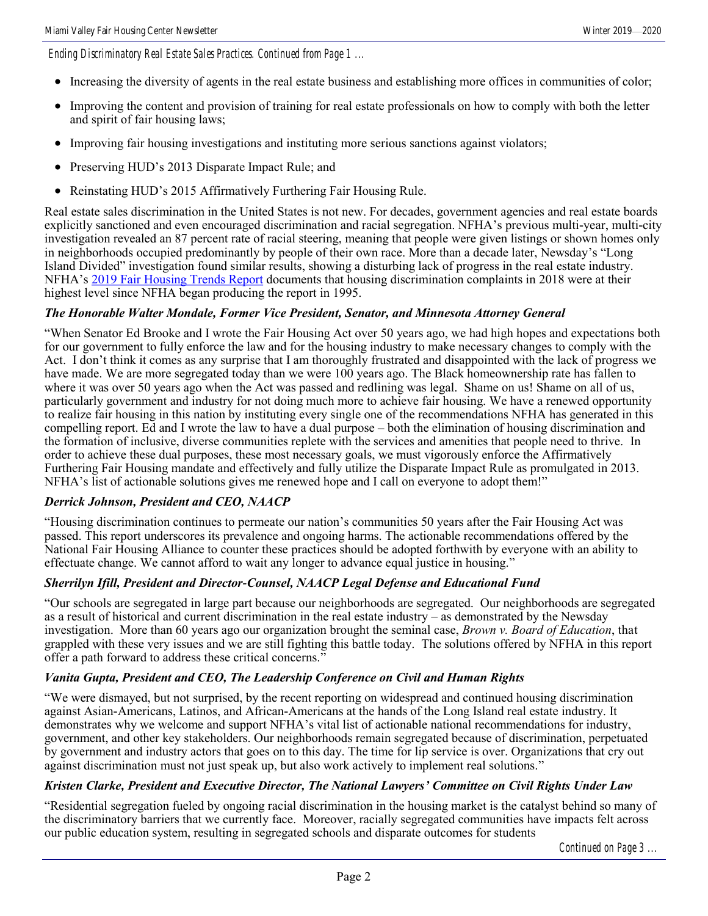*Ending Discriminatory Real Estate Sales Practices. Continued from Page 1 ...*

- Increasing the diversity of agents in the real estate business and establishing more offices in communities of color;
- Improving the content and provision of training for real estate professionals on how to comply with both the letter and spirit of fair housing laws;
- Improving fair housing investigations and instituting more serious sanctions against violators;
- Preserving HUD's 2013 Disparate Impact Rule; and
- Reinstating HUD's 2015 Affirmatively Furthering Fair Housing Rule.

Real estate sales discrimination in the United States is not new. For decades, government agencies and real estate boards explicitly sanctioned and even encouraged discrimination and racial segregation. NFHA's previous multi-year, multi-city investigation revealed an 87 percent rate of racial steering, meaning that people were given listings or shown homes only in neighborhoods occupied predominantly by people of their own race. More than a decade later, Newsday's "Long Island Divided" investigation found similar results, showing a disturbing lack of progress in the real estate industry. NFHA's [2019 Fair Housing Trends Report]() documents that housing discrimination complaints in 2018 were at their highest level since NFHA began producing the report in 1995.

***The Honorable Walter Mondale, Former Vice President, Senator, and Minnesota Attorney General***

"When Senator Ed Brooke and I wrote the Fair Housing Act over 50 years ago, we had high hopes and expectations both for our government to fully enforce the law and for the housing industry to make necessary changes to comply with the Act. I don't think it comes as any surprise that I am thoroughly frustrated and disappointed with the lack of progress we have made. We are more segregated today than we were 100 years ago. The Black homeownership rate has fallen to where it was over 50 years ago when the Act was passed and redlining was legal. Shame on us! Shame on all of us, particularly government and industry for not doing much more to achieve fair housing. We have a renewed opportunity to realize fair housing in this nation by instituting every single one of the recommendations NFHA has generated in this compelling report. Ed and I wrote the law to have a dual purpose – both the elimination of housing discrimination and the formation of inclusive, diverse communities replete with the services and amenities that people need to thrive. In order to achieve these dual purposes, these most necessary goals, we must vigorously enforce the Affirmatively Furthering Fair Housing mandate and effectively and fully utilize the Disparate Impact Rule as promulgated in 2013. NFHA's list of actionable solutions gives me renewed hope and I call on everyone to adopt them!"

***Derrick Johnson, President and CEO, NAACP***

"Housing discrimination continues to permeate our nation's communities 50 years after the Fair Housing Act was passed. This report underscores its prevalence and ongoing harms. The actionable recommendations offered by the National Fair Housing Alliance to counter these practices should be adopted forthwith by everyone with an ability to effectuate change. We cannot afford to wait any longer to advance equal justice in housing."

***Sherrilyn Ifill, President and Director-Counsel, NAACP Legal Defense and Educational Fund***

"Our schools are segregated in large part because our neighborhoods are segregated. Our neighborhoods are segregated as a result of historical and current discrimination in the real estate industry – as demonstrated by the Newsday investigation. More than 60 years ago our organization brought the seminal case, *Brown v. Board of Education*, that grappled with these very issues and we are still fighting this battle today. The solutions offered by NFHA in this report offer a path forward to address these critical concerns."

***Vanita Gupta, President and CEO, The Leadership Conference on Civil and Human Rights***

"We were dismayed, but not surprised, by the recent reporting on widespread and continued housing discrimination against Asian-Americans, Latinos, and African-Americans at the hands of the Long Island real estate industry. It demonstrates why we welcome and support NFHA's vital list of actionable national recommendations for industry, government, and other key stakeholders. Our neighborhoods remain segregated because of discrimination, perpetuated by government and industry actors that goes on to this day. The time for lip service is over. Organizations that cry out against discrimination must not just speak up, but also work actively to implement real solutions."

***Kristen Clarke, President and Executive Director, The National Lawyers' Committee on Civil Rights Under Law***

"Residential segregation fueled by ongoing racial discrimination in the housing market is the catalyst behind so many of the discriminatory barriers that we currently face. Moreover, racially segregated communities have impacts felt across our public education system, resulting in segregated schools and disparate outcomes for students

*Continued on Page 3 ...*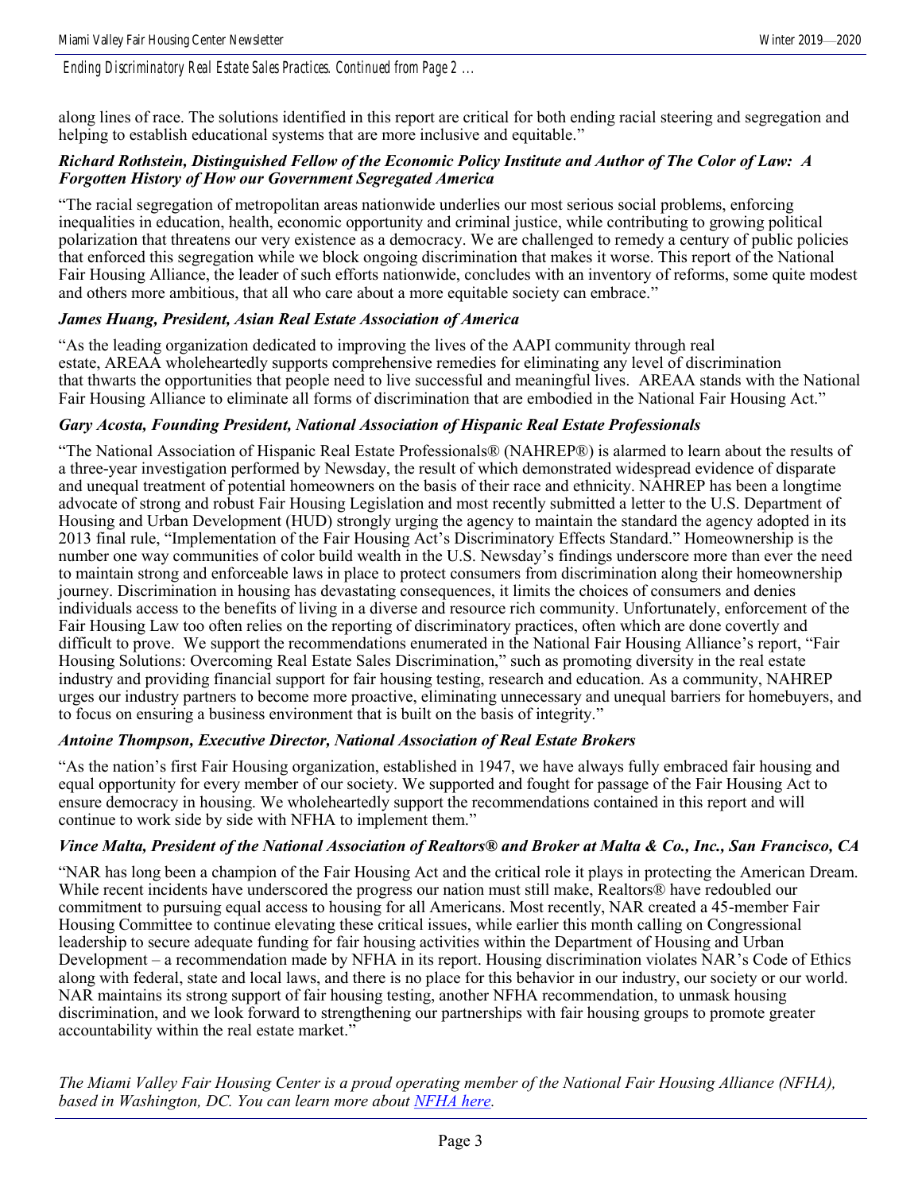*Ending Discriminatory Real Estate Sales Practices. Continued from Page 2 ...*

along lines of race. The solutions identified in this report are critical for both ending racial steering and segregation and helping to establish educational systems that are more inclusive and equitable."

***Richard Rothstein, Distinguished Fellow of the Economic Policy Institute and Author of The Color of Law: A Forgotten History of How our Government Segregated America***

"The racial segregation of metropolitan areas nationwide underlies our most serious social problems, enforcing inequalities in education, health, economic opportunity and criminal justice, while contributing to growing political polarization that threatens our very existence as a democracy. We are challenged to remedy a century of public policies that enforced this segregation while we block ongoing discrimination that makes it worse. This report of the National Fair Housing Alliance, the leader of such efforts nationwide, concludes with an inventory of reforms, some quite modest and others more ambitious, that all who care about a more equitable society can embrace."

***James Huang, President, Asian Real Estate Association of America***

"As the leading organization dedicated to improving the lives of the AAPI community through real estate, AREAA wholeheartedly supports comprehensive remedies for eliminating any level of discrimination that thwarts the opportunities that people need to live successful and meaningful lives. AREAA stands with the National Fair Housing Alliance to eliminate all forms of discrimination that are embodied in the National Fair Housing Act."

***Gary Acosta, Founding President, National Association of Hispanic Real Estate Professionals***

"The National Association of Hispanic Real Estate Professionals® (NAHREP®) is alarmed to learn about the results of a three-year investigation performed by Newsday, the result of which demonstrated widespread evidence of disparate and unequal treatment of potential homeowners on the basis of their race and ethnicity. NAHREP has been a longtime advocate of strong and robust Fair Housing Legislation and most recently submitted a letter to the U.S. Department of Housing and Urban Development (HUD) strongly urging the agency to maintain the standard the agency adopted in its 2013 final rule, "Implementation of the Fair Housing Act's Discriminatory Effects Standard." Homeownership is the number one way communities of color build wealth in the U.S. Newsday's findings underscore more than ever the need to maintain strong and enforceable laws in place to protect consumers from discrimination along their homeownership journey. Discrimination in housing has devastating consequences, it limits the choices of consumers and denies individuals access to the benefits of living in a diverse and resource rich community. Unfortunately, enforcement of the Fair Housing Law too often relies on the reporting of discriminatory practices, often which are done covertly and difficult to prove. We support the recommendations enumerated in the National Fair Housing Alliance's report, "Fair Housing Solutions: Overcoming Real Estate Sales Discrimination," such as promoting diversity in the real estate industry and providing financial support for fair housing testing, research and education. As a community, NAHREP urges our industry partners to become more proactive, eliminating unnecessary and unequal barriers for homebuyers, and to focus on ensuring a business environment that is built on the basis of integrity."

***Antoine Thompson, Executive Director, National Association of Real Estate Brokers***

"As the nation's first Fair Housing organization, established in 1947, we have always fully embraced fair housing and equal opportunity for every member of our society. We supported and fought for passage of the Fair Housing Act to ensure democracy in housing. We wholeheartedly support the recommendations contained in this report and will continue to work side by side with NFHA to implement them."

***Vince Malta, President of the National Association of Realtors® and Broker at Malta & Co., Inc., San Francisco, CA***

"NAR has long been a champion of the Fair Housing Act and the critical role it plays in protecting the American Dream. While recent incidents have underscored the progress our nation must still make, Realtors® have redoubled our commitment to pursuing equal access to housing for all Americans. Most recently, NAR created a 45-member Fair Housing Committee to continue elevating these critical issues, while earlier this month calling on Congressional leadership to secure adequate funding for fair housing activities within the Department of Housing and Urban Development – a recommendation made by NFHA in its report. Housing discrimination violates NAR's Code of Ethics along with federal, state and local laws, and there is no place for this behavior in our industry, our society or our world. NAR maintains its strong support of fair housing testing, another NFHA recommendation, to unmask housing discrimination, and we look forward to strengthening our partnerships with fair housing groups to promote greater accountability within the real estate market."

*The Miami Valley Fair Housing Center is a proud operating member of the National Fair Housing Alliance (NFHA), based in Washington, DC. You can learn more about NFHA here.*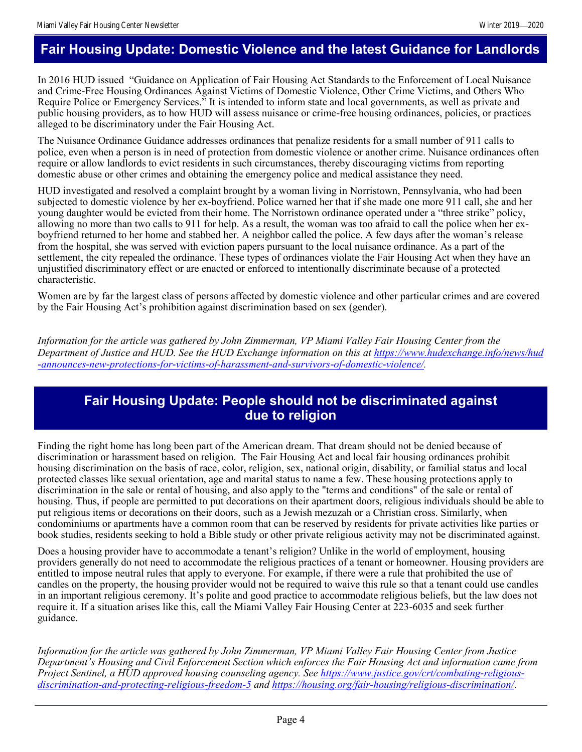## Fair Housing Update: Domestic Violence and the latest Guidance for Landlords

In 2016 HUD issued "Guidance on Application of Fair Housing Act Standards to the Enforcement of Local Nuisance and Crime-Free Housing Ordinances Against Victims of Domestic Violence, Other Crime Victims, and Others Who Require Police or Emergency Services." It is intended to inform state and local governments, as well as private and public housing providers, as to how HUD will assess nuisance or crime-free housing ordinances, policies, or practices alleged to be discriminatory under the Fair Housing Act.

The Nuisance Ordinance Guidance addresses ordinances that penalize residents for a small number of 911 calls to police, even when a person is in need of protection from domestic violence or another crime. Nuisance ordinances often require or allow landlords to evict residents in such circumstances, thereby discouraging victims from reporting domestic abuse or other crimes and obtaining the emergency police and medical assistance they need.

HUD investigated and resolved a complaint brought by a woman living in Norristown, Pennsylvania, who had been subjected to domestic violence by her ex-boyfriend. Police warned her that if she made one more 911 call, she and her young daughter would be evicted from their home. The Norristown ordinance operated under a "three strike" policy, allowing no more than two calls to 911 for help. As a result, the woman was too afraid to call the police when her ex-boyfriend returned to her home and stabbed her. A neighbor called the police. A few days after the woman's release from the hospital, she was served with eviction papers pursuant to the local nuisance ordinance. As a part of the settlement, the city repealed the ordinance. These types of ordinances violate the Fair Housing Act when they have an unjustified discriminatory effect or are enacted or enforced to intentionally discriminate because of a protected characteristic.

Women are by far the largest class of persons affected by domestic violence and other particular crimes and are covered by the Fair Housing Act's prohibition against discrimination based on sex (gender).

*Information for the article was gathered by John Zimmerman, VP Miami Valley Fair Housing Center from the Department of Justice and HUD. See the HUD Exchange information on this at https://www.hudexchange.info/news/hud-announces-new-protections-for-victims-of-harassment-and-survivors-of-domestic-violence/.*

## Fair Housing Update: People should not be discriminated against due to religion

Finding the right home has long been part of the American dream. That dream should not be denied because of discrimination or harassment based on religion. The Fair Housing Act and local fair housing ordinances prohibit housing discrimination on the basis of race, color, religion, sex, national origin, disability, or familial status and local protected classes like sexual orientation, age and marital status to name a few. These housing protections apply to discrimination in the sale or rental of housing, and also apply to the "terms and conditions" of the sale or rental of housing. Thus, if people are permitted to put decorations on their apartment doors, religious individuals should be able to put religious items or decorations on their doors, such as a Jewish mezuzah or a Christian cross. Similarly, when condominiums or apartments have a common room that can be reserved by residents for private activities like parties or book studies, residents seeking to hold a Bible study or other private religious activity may not be discriminated against.

Does a housing provider have to accommodate a tenant's religion? Unlike in the world of employment, housing providers generally do not need to accommodate the religious practices of a tenant or homeowner. Housing providers are entitled to impose neutral rules that apply to everyone. For example, if there were a rule that prohibited the use of candles on the property, the housing provider would not be required to waive this rule so that a tenant could use candles in an important religious ceremony. It's polite and good practice to accommodate religious beliefs, but the law does not require it. If a situation arises like this, call the Miami Valley Fair Housing Center at 223-6035 and seek further guidance.

*Information for the article was gathered by John Zimmerman, VP Miami Valley Fair Housing Center from Justice Department's Housing and Civil Enforcement Section which enforces the Fair Housing Act and information came from Project Sentinel, a HUD approved housing counseling agency. See https://www.justice.gov/crt/combating-religious-discrimination-and-protecting-religious-freedom-5 and https://housing.org/fair-housing/religious-discrimination/.*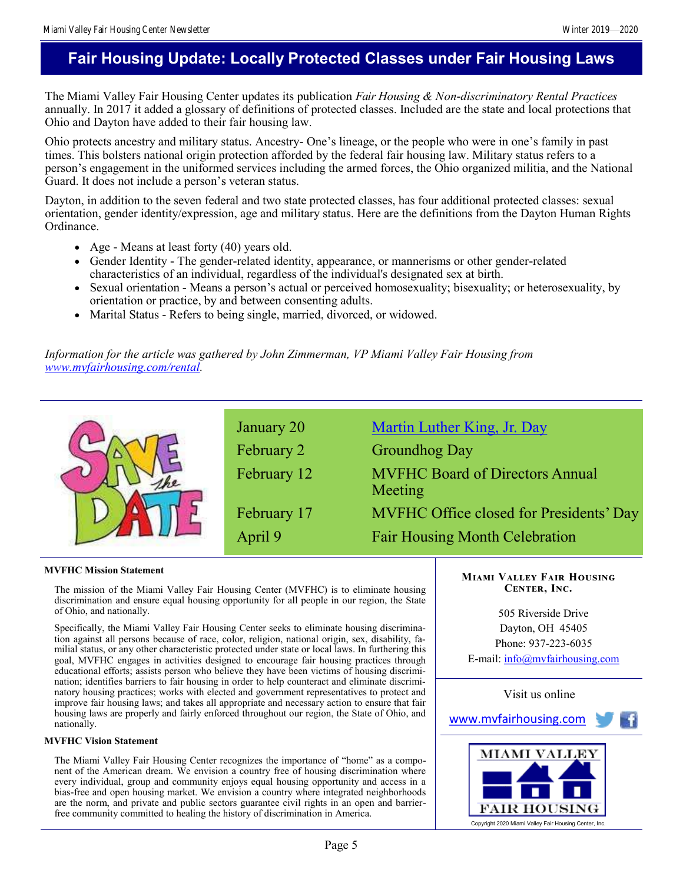# Fair Housing Update: Locally Protected Classes under Fair Housing Laws

The Miami Valley Fair Housing Center updates its publication *Fair Housing & Non-discriminatory Rental Practices* annually. In 2017 it added a glossary of definitions of protected classes. Included are the state and local protections that Ohio and Dayton have added to their fair housing law.

Ohio protects ancestry and military status. Ancestry- One's lineage, or the people who were in one's family in past times. This bolsters national origin protection afforded by the federal fair housing law. Military status refers to a person's engagement in the uniformed services including the armed forces, the Ohio organized militia, and the National Guard. It does not include a person's veteran status.

Dayton, in addition to the seven federal and two state protected classes, has four additional protected classes: sexual orientation, gender identity/expression, age and military status. Here are the definitions from the Dayton Human Rights Ordinance.

- Age - Means at least forty (40) years old.
- Gender Identity - The gender-related identity, appearance, or mannerisms or other gender-related characteristics of an individual, regardless of the individual's designated sex at birth.
- Sexual orientation - Means a person's actual or perceived homosexuality; bisexuality; or heterosexuality, by orientation or practice, by and between consenting adults.
- Marital Status - Refers to being single, married, divorced, or widowed.

*Information for the article was gathered by John Zimmerman, VP Miami Valley Fair Housing from [www.mvfairhousing.com/rental](www.mvfairhousing.com/rental).*

## Save the Date

| | |
|---|---|
| January 20 | Martin Luther King, Jr. Day |
| February 2 | Groundhog Day |
| February 12 | MVFHC Board of Directors Annual Meeting |
| February 17 | MVFHC Office closed for Presidents' Day |
| April 9 | Fair Housing Month Celebration |

**MVFHC Mission Statement**

The mission of the Miami Valley Fair Housing Center (MVFHC) is to eliminate housing discrimination and ensure equal housing opportunity for all people in our region, the State of Ohio, and nationally.

Specifically, the Miami Valley Fair Housing Center seeks to eliminate housing discrimination against all persons because of race, color, religion, national origin, sex, disability, familial status, or any other characteristic protected under state or local laws. In furthering this goal, MVFHC engages in activities designed to encourage fair housing practices through educational efforts; assists person who believe they have been victims of housing discrimination; identifies barriers to fair housing in order to help counteract and eliminate discriminatory housing practices; works with elected and government representatives to protect and improve fair housing laws; and takes all appropriate and necessary action to ensure that fair housing laws are properly and fairly enforced throughout our region, the State of Ohio, and nationally.

**MVFHC Vision Statement**

The Miami Valley Fair Housing Center recognizes the importance of "home" as a component of the American dream. We envision a country free of housing discrimination where every individual, group and community enjoys equal housing opportunity and access in a bias-free and open housing market. We envision a country where integrated neighborhoods are the norm, and private and public sectors guarantee civil rights in an open and barrier-free community committed to healing the history of discrimination in America.

**Miami Valley Fair Housing Center, Inc.**

505 Riverside Drive
Dayton, OH 45405
Phone: 937-223-6035
E-mail: info@mvfairhousing.com

Visit us online

www.mvfairhousing.com

MIAMI VALLEY FAIR HOUSING

Copyright 2020 Miami Valley Fair Housing Center, Inc.